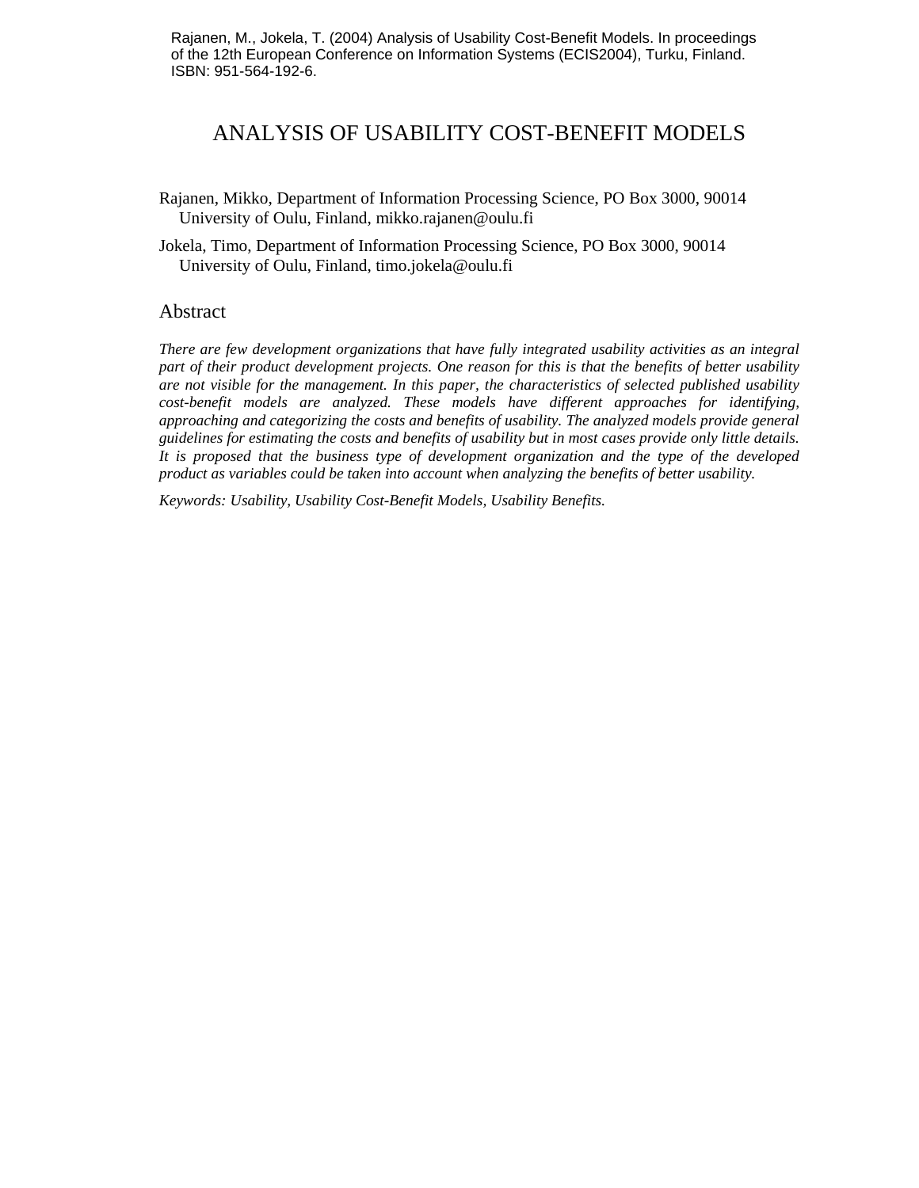Rajanen, M., Jokela, T. (2004) Analysis of Usability Cost-Benefit Models. In proceedings of the 12th European Conference on Information Systems (ECIS2004), Turku, Finland. ISBN: 951-564-192-6.

# ANALYSIS OF USABILITY COST-BENEFIT MODELS

Rajanen, Mikko, Department of Information Processing Science, PO Box 3000, 90014 University of Oulu, Finland, mikko.rajanen@oulu.fi

Jokela, Timo, Department of Information Processing Science, PO Box 3000, 90014 University of Oulu, Finland, timo.jokela@oulu.fi

## Abstract

*There are few development organizations that have fully integrated usability activities as an integral part of their product development projects. One reason for this is that the benefits of better usability are not visible for the management. In this paper, the characteristics of selected published usability cost-benefit models are analyzed. These models have different approaches for identifying, approaching and categorizing the costs and benefits of usability. The analyzed models provide general guidelines for estimating the costs and benefits of usability but in most cases provide only little details. It is proposed that the business type of development organization and the type of the developed product as variables could be taken into account when analyzing the benefits of better usability.*

*Keywords: Usability, Usability Cost-Benefit Models, Usability Benefits.*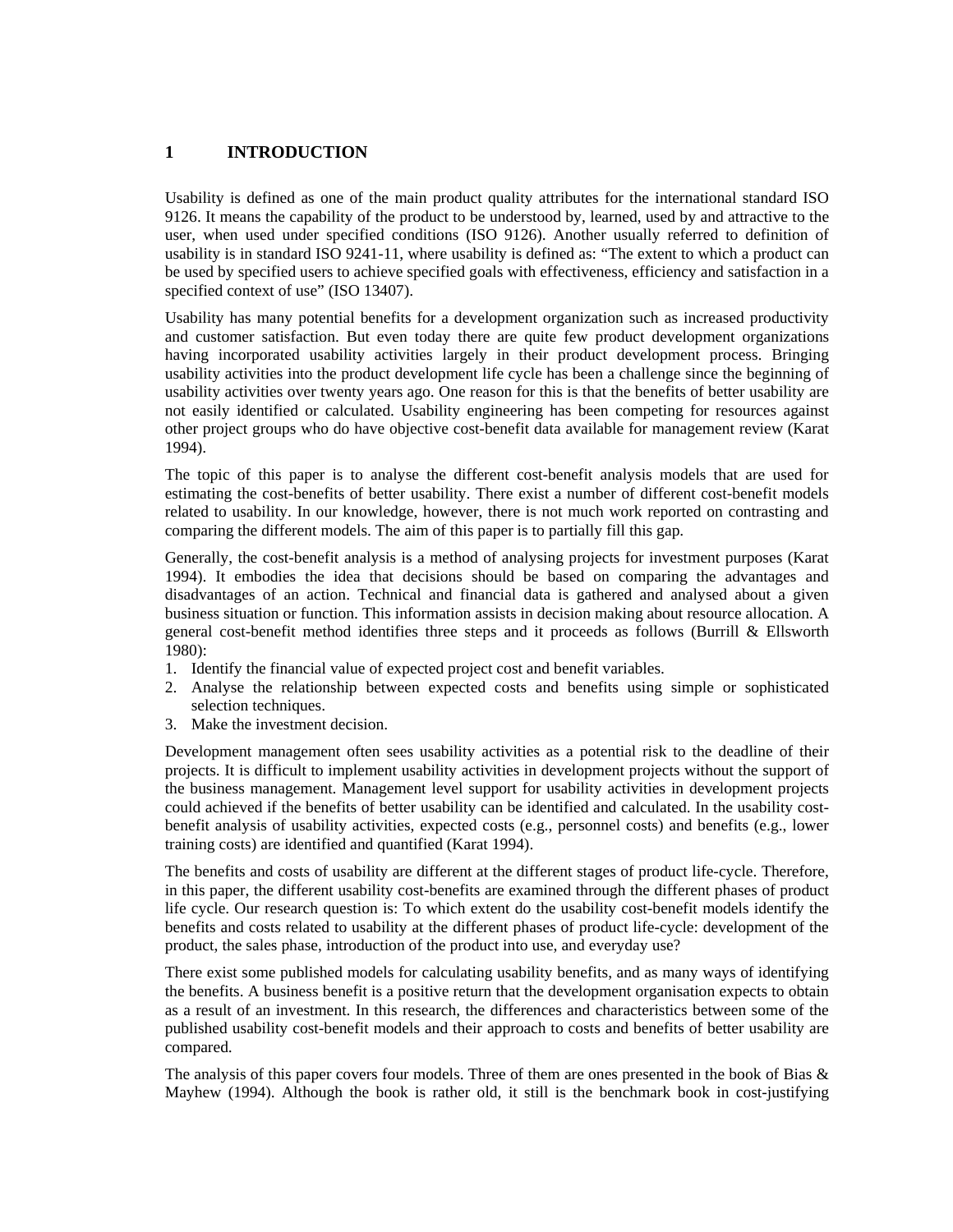# 1 INTRODUCTION

Usability is defined as one of the main product quality attributes for the international standard ISO 9126. It means the capability of the product to be understood by, learned, used by and attractive to the user, when used under specified conditions (ISO 9126). Another usually referred to definition of usability is in standard ISO 9241-11, where usability is defined as: "The extent to which a product can be used by specified users to achieve specified goals with effectiveness, efficiency and satisfaction in a specified context of use" (ISO 13407).

Usability has many potential benefits for a development organization such as increased productivity and customer satisfaction. But even today there are quite few product development organizations having incorporated usability activities largely in their product development process. Bringing usability activities into the product development life cycle has been a challenge since the beginning of usability activities over twenty years ago. One reason for this is that the benefits of better usability are not easily identified or calculated. Usability engineering has been competing for resources against other project groups who do have objective cost-benefit data available for management review (Karat 1994).

The topic of this paper is to analyse the different cost-benefit analysis models that are used for estimating the cost-benefits of better usability. There exist a number of different cost-benefit models related to usability. In our knowledge, however, there is not much work reported on contrasting and comparing the different models. The aim of this paper is to partially fill this gap.

Generally, the cost-benefit analysis is a method of analysing projects for investment purposes (Karat 1994). It embodies the idea that decisions should be based on comparing the advantages and disadvantages of an action. Technical and financial data is gathered and analysed about a given business situation or function. This information assists in decision making about resource allocation. A general cost-benefit method identifies three steps and it proceeds as follows (Burrill & Ellsworth 1980):

1. Identify the financial value of expected project cost and benefit variables.
2. Analyse the relationship between expected costs and benefits using simple or sophisticated selection techniques.
3. Make the investment decision.

Development management often sees usability activities as a potential risk to the deadline of their projects. It is difficult to implement usability activities in development projects without the support of the business management. Management level support for usability activities in development projects could achieved if the benefits of better usability can be identified and calculated. In the usability cost-benefit analysis of usability activities, expected costs (e.g., personnel costs) and benefits (e.g., lower training costs) are identified and quantified (Karat 1994).

The benefits and costs of usability are different at the different stages of product life-cycle. Therefore, in this paper, the different usability cost-benefits are examined through the different phases of product life cycle. Our research question is: To which extent do the usability cost-benefit models identify the benefits and costs related to usability at the different phases of product life-cycle: development of the product, the sales phase, introduction of the product into use, and everyday use?

There exist some published models for calculating usability benefits, and as many ways of identifying the benefits. A business benefit is a positive return that the development organisation expects to obtain as a result of an investment. In this research, the differences and characteristics between some of the published usability cost-benefit models and their approach to costs and benefits of better usability are compared.

The analysis of this paper covers four models. Three of them are ones presented in the book of Bias & Mayhew (1994). Although the book is rather old, it still is the benchmark book in cost-justifying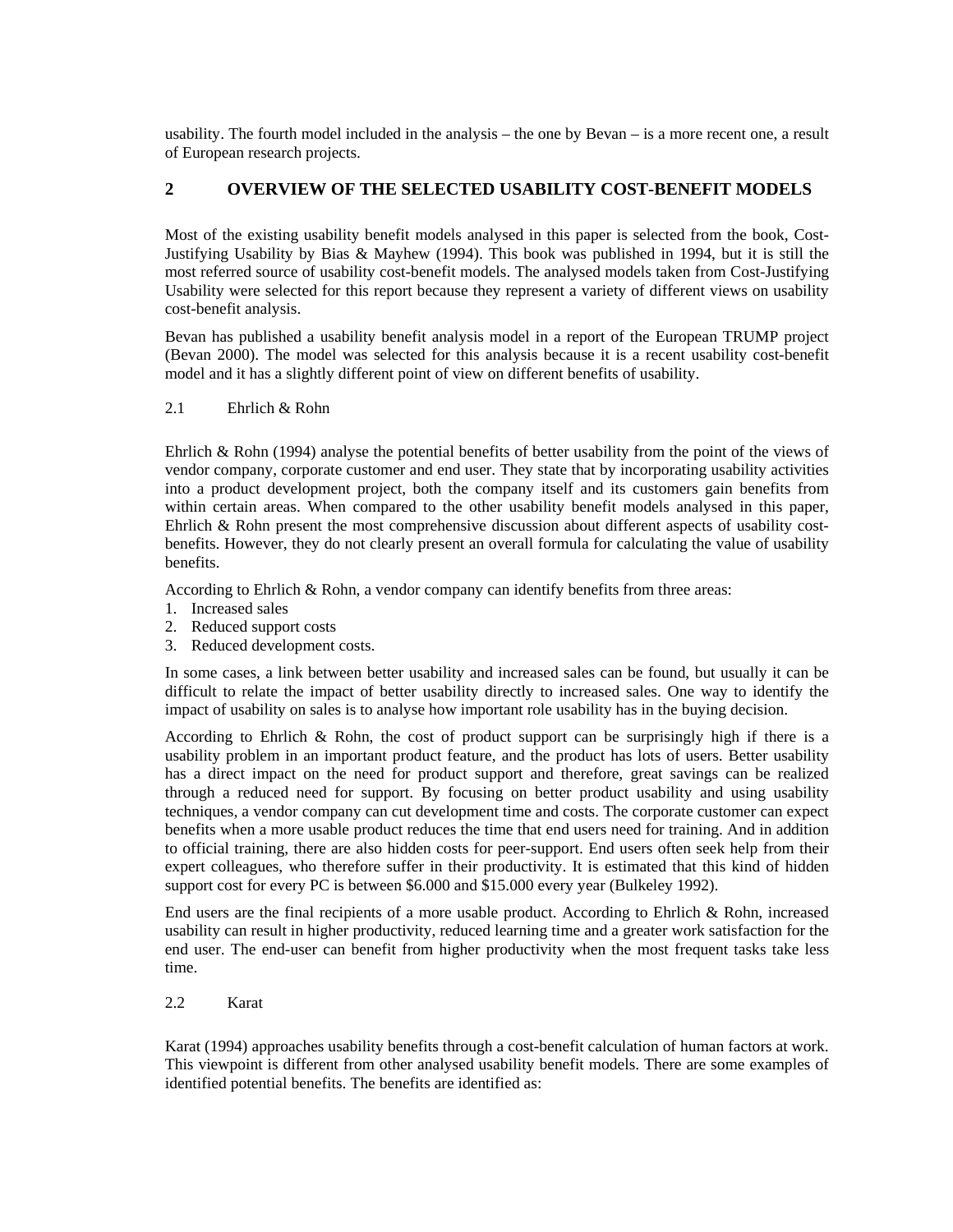usability. The fourth model included in the analysis – the one by Bevan – is a more recent one, a result of European research projects.

## 2 OVERVIEW OF THE SELECTED USABILITY COST-BENEFIT MODELS

Most of the existing usability benefit models analysed in this paper is selected from the book, Cost-Justifying Usability by Bias & Mayhew (1994). This book was published in 1994, but it is still the most referred source of usability cost-benefit models. The analysed models taken from Cost-Justifying Usability were selected for this report because they represent a variety of different views on usability cost-benefit analysis.

Bevan has published a usability benefit analysis model in a report of the European TRUMP project (Bevan 2000). The model was selected for this analysis because it is a recent usability cost-benefit model and it has a slightly different point of view on different benefits of usability.

### 2.1 Ehrlich & Rohn

Ehrlich & Rohn (1994) analyse the potential benefits of better usability from the point of the views of vendor company, corporate customer and end user. They state that by incorporating usability activities into a product development project, both the company itself and its customers gain benefits from within certain areas. When compared to the other usability benefit models analysed in this paper, Ehrlich & Rohn present the most comprehensive discussion about different aspects of usability cost-benefits. However, they do not clearly present an overall formula for calculating the value of usability benefits.

According to Ehrlich & Rohn, a vendor company can identify benefits from three areas:

1. Increased sales
2. Reduced support costs
3. Reduced development costs.

In some cases, a link between better usability and increased sales can be found, but usually it can be difficult to relate the impact of better usability directly to increased sales. One way to identify the impact of usability on sales is to analyse how important role usability has in the buying decision.

According to Ehrlich & Rohn, the cost of product support can be surprisingly high if there is a usability problem in an important product feature, and the product has lots of users. Better usability has a direct impact on the need for product support and therefore, great savings can be realized through a reduced need for support. By focusing on better product usability and using usability techniques, a vendor company can cut development time and costs. The corporate customer can expect benefits when a more usable product reduces the time that end users need for training. And in addition to official training, there are also hidden costs for peer-support. End users often seek help from their expert colleagues, who therefore suffer in their productivity. It is estimated that this kind of hidden support cost for every PC is between $6.000 and $15.000 every year (Bulkeley 1992).

End users are the final recipients of a more usable product. According to Ehrlich & Rohn, increased usability can result in higher productivity, reduced learning time and a greater work satisfaction for the end user. The end-user can benefit from higher productivity when the most frequent tasks take less time.

### 2.2 Karat

Karat (1994) approaches usability benefits through a cost-benefit calculation of human factors at work. This viewpoint is different from other analysed usability benefit models. There are some examples of identified potential benefits. The benefits are identified as: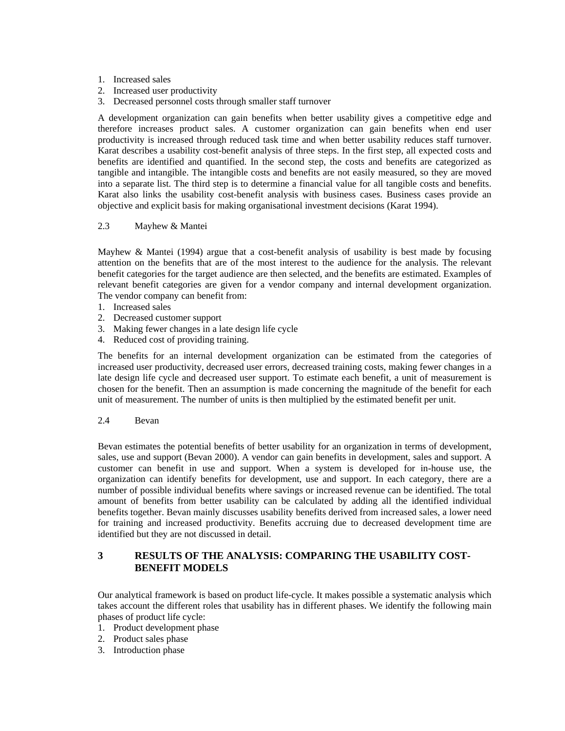1. Increased sales
2. Increased user productivity
3. Decreased personnel costs through smaller staff turnover

A development organization can gain benefits when better usability gives a competitive edge and therefore increases product sales. A customer organization can gain benefits when end user productivity is increased through reduced task time and when better usability reduces staff turnover. Karat describes a usability cost-benefit analysis of three steps. In the first step, all expected costs and benefits are identified and quantified. In the second step, the costs and benefits are categorized as tangible and intangible. The intangible costs and benefits are not easily measured, so they are moved into a separate list. The third step is to determine a financial value for all tangible costs and benefits. Karat also links the usability cost-benefit analysis with business cases. Business cases provide an objective and explicit basis for making organisational investment decisions (Karat 1994).

### 2.3 Mayhew & Mantei

Mayhew & Mantei (1994) argue that a cost-benefit analysis of usability is best made by focusing attention on the benefits that are of the most interest to the audience for the analysis. The relevant benefit categories for the target audience are then selected, and the benefits are estimated. Examples of relevant benefit categories are given for a vendor company and internal development organization. The vendor company can benefit from:

1. Increased sales
2. Decreased customer support
3. Making fewer changes in a late design life cycle
4. Reduced cost of providing training.

The benefits for an internal development organization can be estimated from the categories of increased user productivity, decreased user errors, decreased training costs, making fewer changes in a late design life cycle and decreased user support. To estimate each benefit, a unit of measurement is chosen for the benefit. Then an assumption is made concerning the magnitude of the benefit for each unit of measurement. The number of units is then multiplied by the estimated benefit per unit.

### 2.4 Bevan

Bevan estimates the potential benefits of better usability for an organization in terms of development, sales, use and support (Bevan 2000). A vendor can gain benefits in development, sales and support. A customer can benefit in use and support. When a system is developed for in-house use, the organization can identify benefits for development, use and support. In each category, there are a number of possible individual benefits where savings or increased revenue can be identified. The total amount of benefits from better usability can be calculated by adding all the identified individual benefits together. Bevan mainly discusses usability benefits derived from increased sales, a lower need for training and increased productivity. Benefits accruing due to decreased development time are identified but they are not discussed in detail.

## 3 RESULTS OF THE ANALYSIS: COMPARING THE USABILITY COST-BENEFIT MODELS

Our analytical framework is based on product life-cycle. It makes possible a systematic analysis which takes account the different roles that usability has in different phases. We identify the following main phases of product life cycle:

1. Product development phase
2. Product sales phase
3. Introduction phase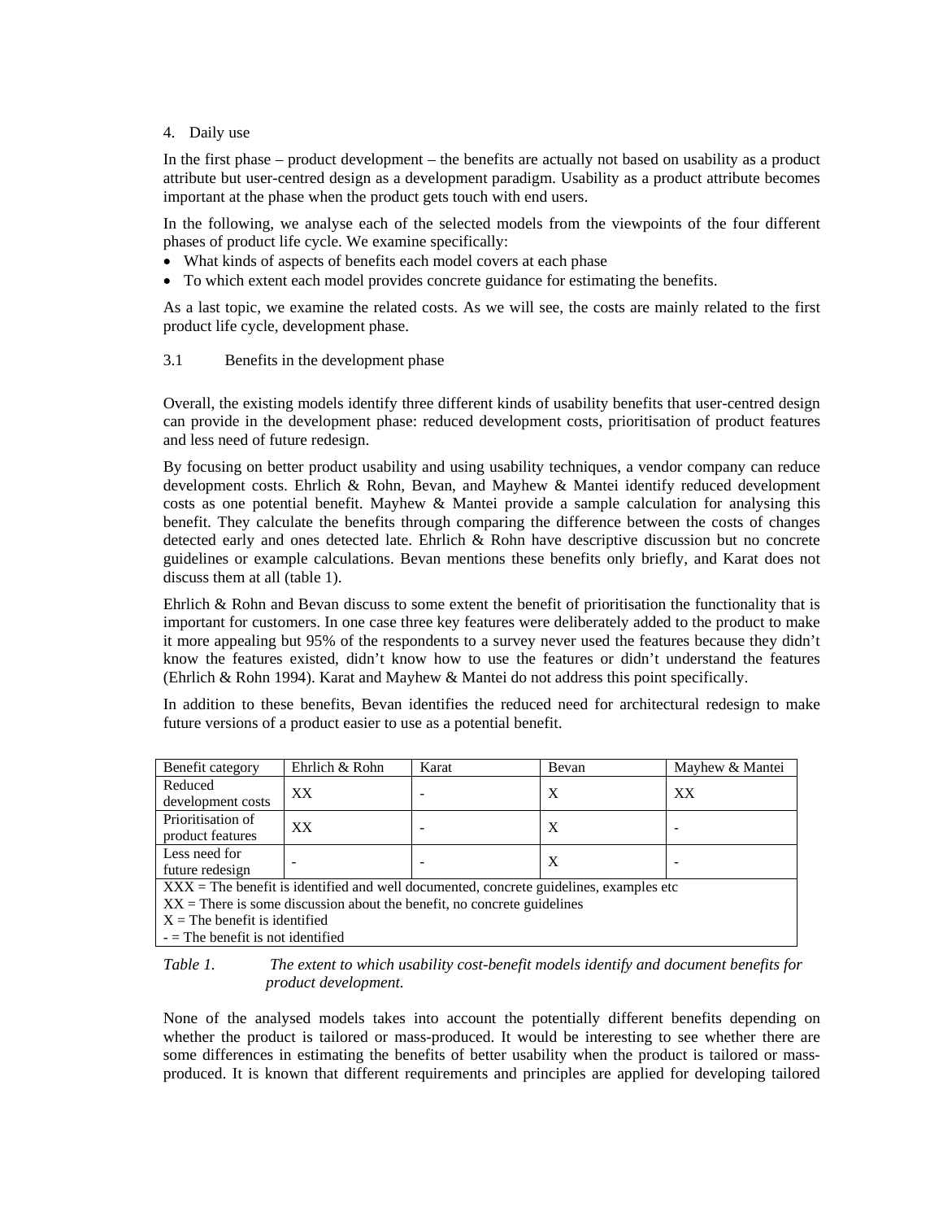4. Daily use

In the first phase – product development – the benefits are actually not based on usability as a product attribute but user-centred design as a development paradigm. Usability as a product attribute becomes important at the phase when the product gets touch with end users.

In the following, we analyse each of the selected models from the viewpoints of the four different phases of product life cycle. We examine specifically:

- What kinds of aspects of benefits each model covers at each phase
- To which extent each model provides concrete guidance for estimating the benefits.

As a last topic, we examine the related costs. As we will see, the costs are mainly related to the first product life cycle, development phase.

### 3.1 Benefits in the development phase

Overall, the existing models identify three different kinds of usability benefits that user-centred design can provide in the development phase: reduced development costs, prioritisation of product features and less need of future redesign.

By focusing on better product usability and using usability techniques, a vendor company can reduce development costs. Ehrlich & Rohn, Bevan, and Mayhew & Mantei identify reduced development costs as one potential benefit. Mayhew & Mantei provide a sample calculation for analysing this benefit. They calculate the benefits through comparing the difference between the costs of changes detected early and ones detected late. Ehrlich & Rohn have descriptive discussion but no concrete guidelines or example calculations. Bevan mentions these benefits only briefly, and Karat does not discuss them at all (table 1).

Ehrlich & Rohn and Bevan discuss to some extent the benefit of prioritisation the functionality that is important for customers. In one case three key features were deliberately added to the product to make it more appealing but 95% of the respondents to a survey never used the features because they didn't know the features existed, didn't know how to use the features or didn't understand the features (Ehrlich & Rohn 1994). Karat and Mayhew & Mantei do not address this point specifically.

In addition to these benefits, Bevan identifies the reduced need for architectural redesign to make future versions of a product easier to use as a potential benefit.

| Benefit category | Ehrlich & Rohn | Karat | Bevan | Mayhew & Mantei |
|---|---|---|---|---|
| Reduced development costs | XX | - | X | XX |
| Prioritisation of product features | XX | - | X | - |
| Less need for future redesign | - | - | X | - |
| XXX = The benefit is identified and well documented, concrete guidelines, examples etc<br>XX = There is some discussion about the benefit, no concrete guidelines<br>X = The benefit is identified<br>- = The benefit is not identified | | | | |

*Table 1. The extent to which usability cost-benefit models identify and document benefits for product development.*

None of the analysed models takes into account the potentially different benefits depending on whether the product is tailored or mass-produced. It would be interesting to see whether there are some differences in estimating the benefits of better usability when the product is tailored or mass-produced. It is known that different requirements and principles are applied for developing tailored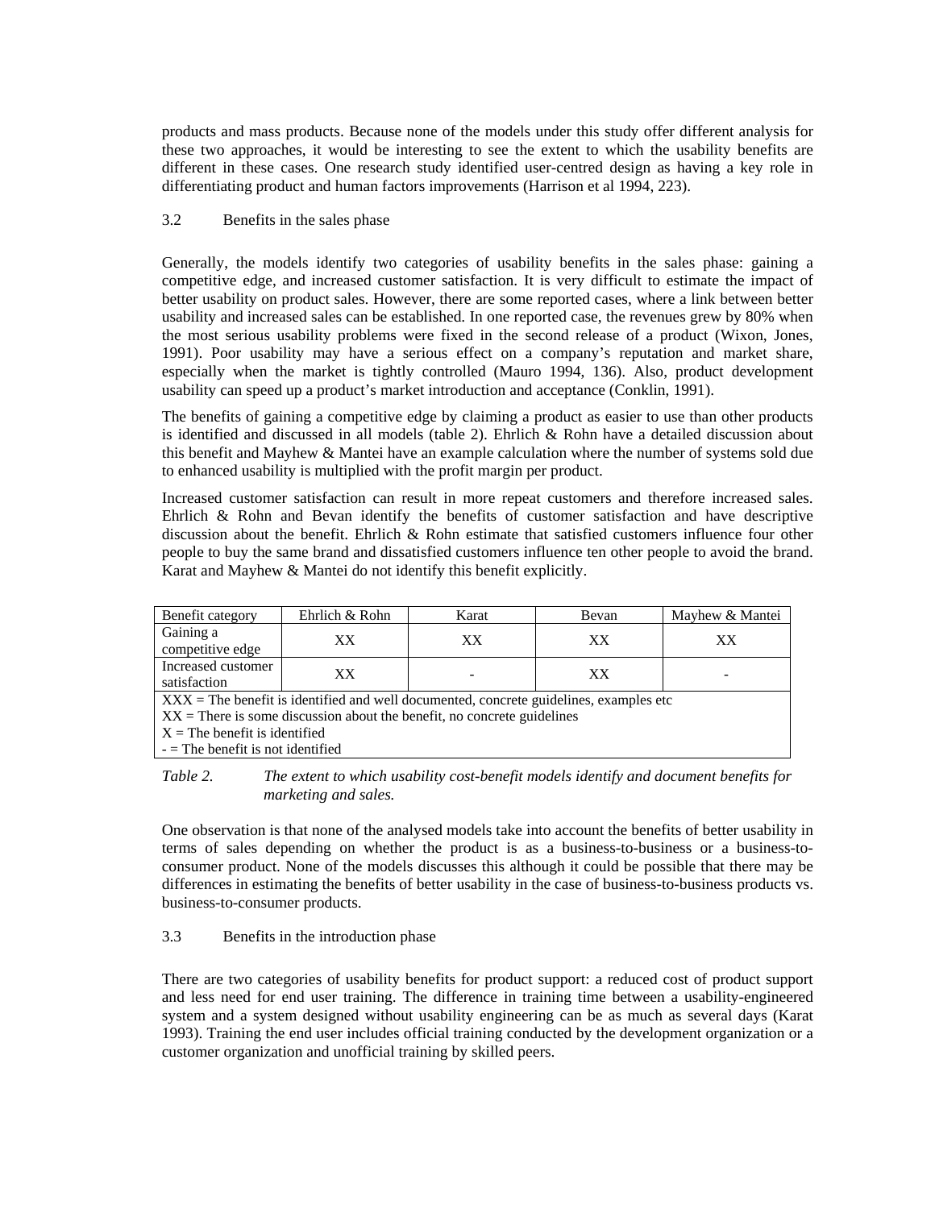products and mass products. Because none of the models under this study offer different analysis for these two approaches, it would be interesting to see the extent to which the usability benefits are different in these cases. One research study identified user-centred design as having a key role in differentiating product and human factors improvements (Harrison et al 1994, 223).

### 3.2 Benefits in the sales phase

Generally, the models identify two categories of usability benefits in the sales phase: gaining a competitive edge, and increased customer satisfaction. It is very difficult to estimate the impact of better usability on product sales. However, there are some reported cases, where a link between better usability and increased sales can be established. In one reported case, the revenues grew by 80% when the most serious usability problems were fixed in the second release of a product (Wixon, Jones, 1991). Poor usability may have a serious effect on a company's reputation and market share, especially when the market is tightly controlled (Mauro 1994, 136). Also, product development usability can speed up a product's market introduction and acceptance (Conklin, 1991).

The benefits of gaining a competitive edge by claiming a product as easier to use than other products is identified and discussed in all models (table 2). Ehrlich & Rohn have a detailed discussion about this benefit and Mayhew & Mantei have an example calculation where the number of systems sold due to enhanced usability is multiplied with the profit margin per product.

Increased customer satisfaction can result in more repeat customers and therefore increased sales. Ehrlich & Rohn and Bevan identify the benefits of customer satisfaction and have descriptive discussion about the benefit. Ehrlich & Rohn estimate that satisfied customers influence four other people to buy the same brand and dissatisfied customers influence ten other people to avoid the brand. Karat and Mayhew & Mantei do not identify this benefit explicitly.

| Benefit category | Ehrlich & Rohn | Karat | Bevan | Mayhew & Mantei |
|---|---|---|---|---|
| Gaining a competitive edge | XX | XX | XX | XX |
| Increased customer satisfaction | XX | - | XX | - |
| XXX = The benefit is identified and well documented, concrete guidelines, examples etc<br>XX = There is some discussion about the benefit, no concrete guidelines<br>X = The benefit is identified<br>- = The benefit is not identified | | | | |

*Table 2. The extent to which usability cost-benefit models identify and document benefits for marketing and sales.*

One observation is that none of the analysed models take into account the benefits of better usability in terms of sales depending on whether the product is as a business-to-business or a business-to-consumer product. None of the models discusses this although it could be possible that there may be differences in estimating the benefits of better usability in the case of business-to-business products vs. business-to-consumer products.

### 3.3 Benefits in the introduction phase

There are two categories of usability benefits for product support: a reduced cost of product support and less need for end user training. The difference in training time between a usability-engineered system and a system designed without usability engineering can be as much as several days (Karat 1993). Training the end user includes official training conducted by the development organization or a customer organization and unofficial training by skilled peers.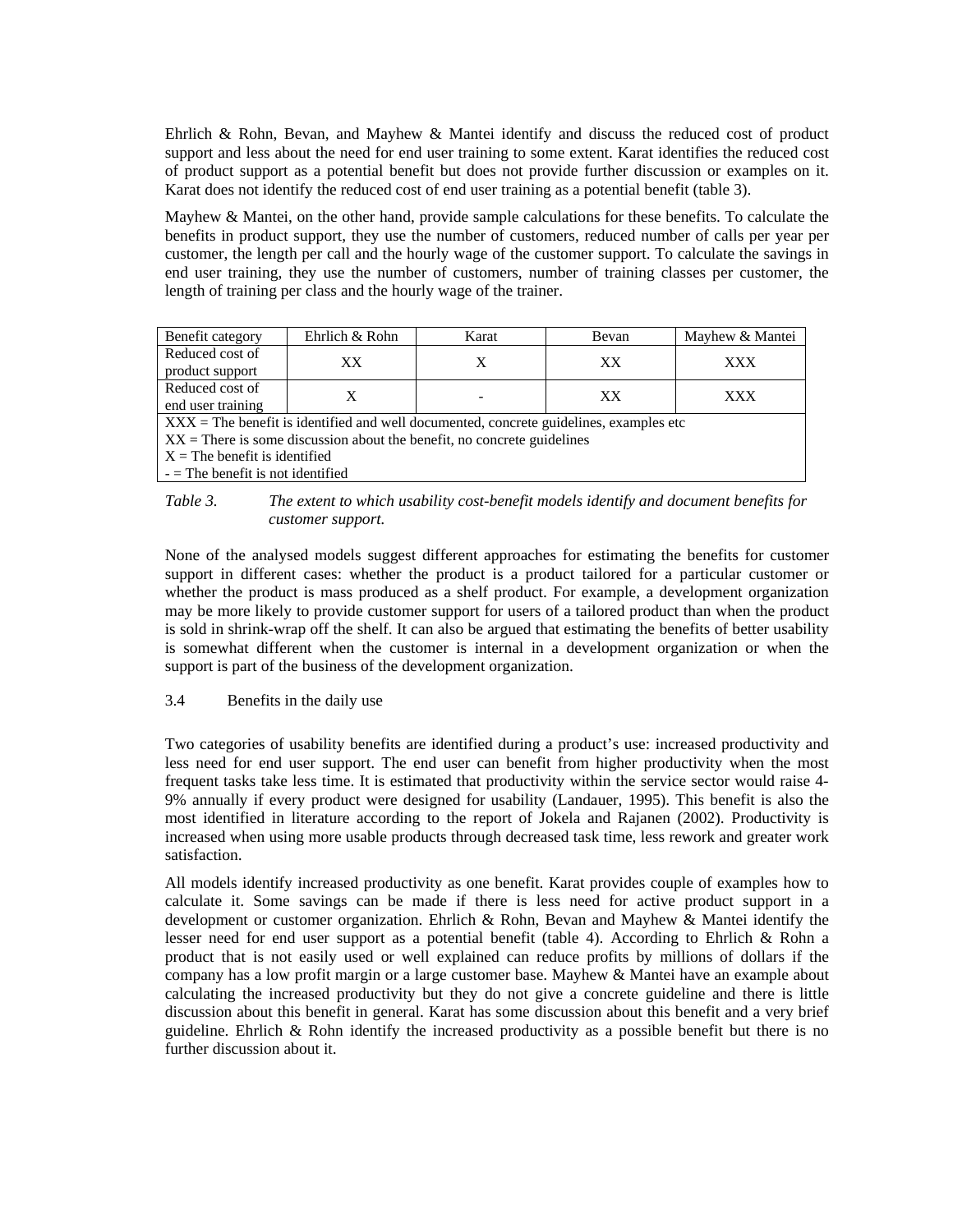Ehrlich & Rohn, Bevan, and Mayhew & Mantei identify and discuss the reduced cost of product support and less about the need for end user training to some extent. Karat identifies the reduced cost of product support as a potential benefit but does not provide further discussion or examples on it. Karat does not identify the reduced cost of end user training as a potential benefit (table 3).

Mayhew & Mantei, on the other hand, provide sample calculations for these benefits. To calculate the benefits in product support, they use the number of customers, reduced number of calls per year per customer, the length per call and the hourly wage of the customer support. To calculate the savings in end user training, they use the number of customers, number of training classes per customer, the length of training per class and the hourly wage of the trainer.

| Benefit category | Ehrlich & Rohn | Karat | Bevan | Mayhew & Mantei |
|---|---|---|---|---|
| Reduced cost of product support | XX | X | XX | XXX |
| Reduced cost of end user training | X | - | XX | XXX |
| XXX = The benefit is identified and well documented, concrete guidelines, examples etc<br>XX = There is some discussion about the benefit, no concrete guidelines<br>X = The benefit is identified<br>- = The benefit is not identified | | | | |

*Table 3. The extent to which usability cost-benefit models identify and document benefits for customer support.*

None of the analysed models suggest different approaches for estimating the benefits for customer support in different cases: whether the product is a product tailored for a particular customer or whether the product is mass produced as a shelf product. For example, a development organization may be more likely to provide customer support for users of a tailored product than when the product is sold in shrink-wrap off the shelf. It can also be argued that estimating the benefits of better usability is somewhat different when the customer is internal in a development organization or when the support is part of the business of the development organization.

### 3.4 Benefits in the daily use

Two categories of usability benefits are identified during a product's use: increased productivity and less need for end user support. The end user can benefit from higher productivity when the most frequent tasks take less time. It is estimated that productivity within the service sector would raise 4-9% annually if every product were designed for usability (Landauer, 1995). This benefit is also the most identified in literature according to the report of Jokela and Rajanen (2002). Productivity is increased when using more usable products through decreased task time, less rework and greater work satisfaction.

All models identify increased productivity as one benefit. Karat provides couple of examples how to calculate it. Some savings can be made if there is less need for active product support in a development or customer organization. Ehrlich & Rohn, Bevan and Mayhew & Mantei identify the lesser need for end user support as a potential benefit (table 4). According to Ehrlich & Rohn a product that is not easily used or well explained can reduce profits by millions of dollars if the company has a low profit margin or a large customer base. Mayhew & Mantei have an example about calculating the increased productivity but they do not give a concrete guideline and there is little discussion about this benefit in general. Karat has some discussion about this benefit and a very brief guideline. Ehrlich & Rohn identify the increased productivity as a possible benefit but there is no further discussion about it.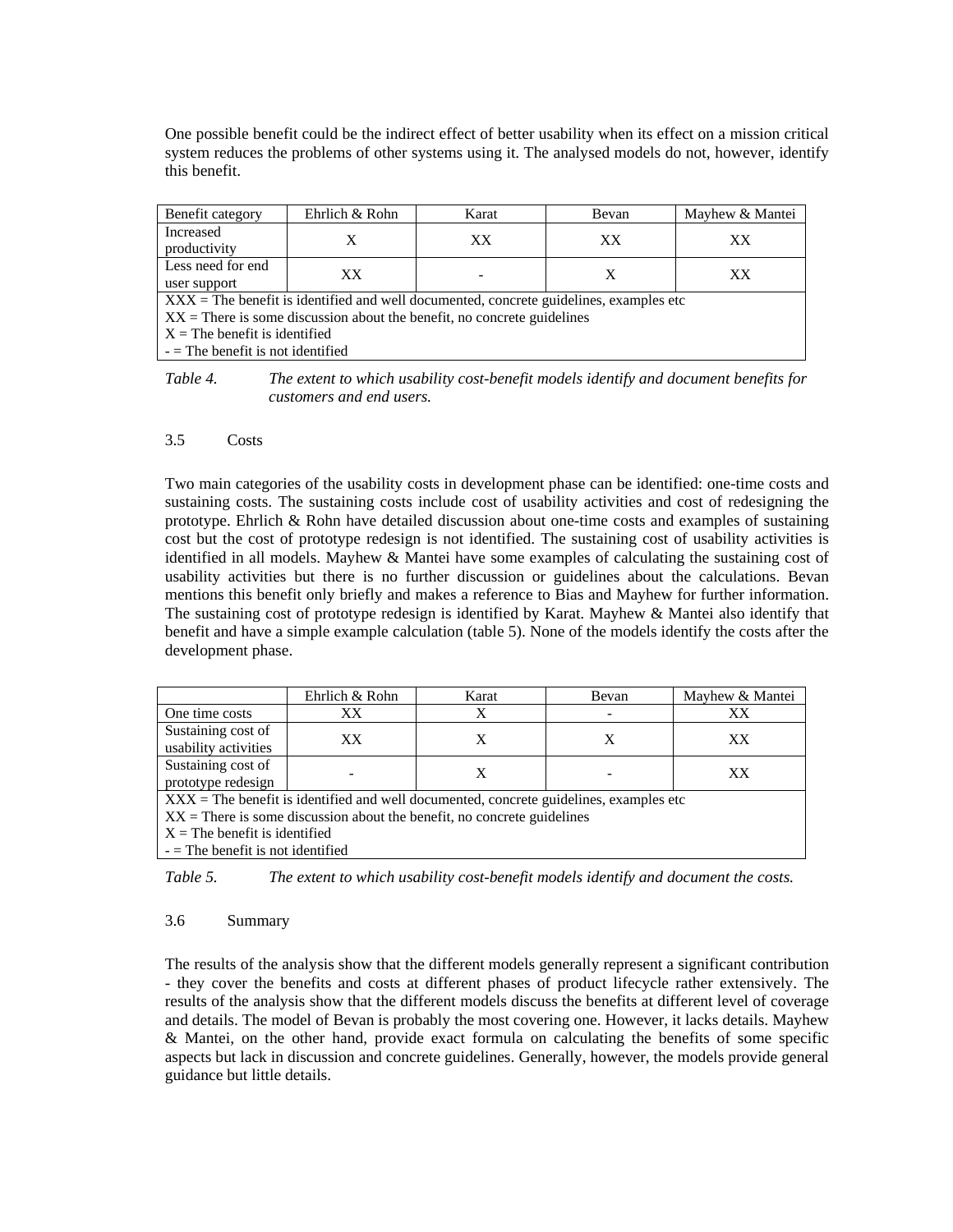One possible benefit could be the indirect effect of better usability when its effect on a mission critical system reduces the problems of other systems using it. The analysed models do not, however, identify this benefit.

| Benefit category | Ehrlich & Rohn | Karat | Bevan | Mayhew & Mantei |
|---|---|---|---|---|
| Increased productivity | X | XX | XX | XX |
| Less need for end user support | XX | - | X | XX |
| XXX = The benefit is identified and well documented, concrete guidelines, examples etc<br>XX = There is some discussion about the benefit, no concrete guidelines<br>X = The benefit is identified<br>- = The benefit is not identified | | | | |

*Table 4. The extent to which usability cost-benefit models identify and document benefits for customers and end users.*

### 3.5 Costs

Two main categories of the usability costs in development phase can be identified: one-time costs and sustaining costs. The sustaining costs include cost of usability activities and cost of redesigning the prototype. Ehrlich & Rohn have detailed discussion about one-time costs and examples of sustaining cost but the cost of prototype redesign is not identified. The sustaining cost of usability activities is identified in all models. Mayhew & Mantei have some examples of calculating the sustaining cost of usability activities but there is no further discussion or guidelines about the calculations. Bevan mentions this benefit only briefly and makes a reference to Bias and Mayhew for further information. The sustaining cost of prototype redesign is identified by Karat. Mayhew & Mantei also identify that benefit and have a simple example calculation (table 5). None of the models identify the costs after the development phase.

| | Ehrlich & Rohn | Karat | Bevan | Mayhew & Mantei |
|---|---|---|---|---|
| One time costs | XX | X | - | XX |
| Sustaining cost of usability activities | XX | X | X | XX |
| Sustaining cost of prototype redesign | - | X | - | XX |
| XXX = The benefit is identified and well documented, concrete guidelines, examples etc<br>XX = There is some discussion about the benefit, no concrete guidelines<br>X = The benefit is identified<br>- = The benefit is not identified | | | | |

*Table 5. The extent to which usability cost-benefit models identify and document the costs.*

### 3.6 Summary

The results of the analysis show that the different models generally represent a significant contribution - they cover the benefits and costs at different phases of product lifecycle rather extensively. The results of the analysis show that the different models discuss the benefits at different level of coverage and details. The model of Bevan is probably the most covering one. However, it lacks details. Mayhew & Mantei, on the other hand, provide exact formula on calculating the benefits of some specific aspects but lack in discussion and concrete guidelines. Generally, however, the models provide general guidance but little details.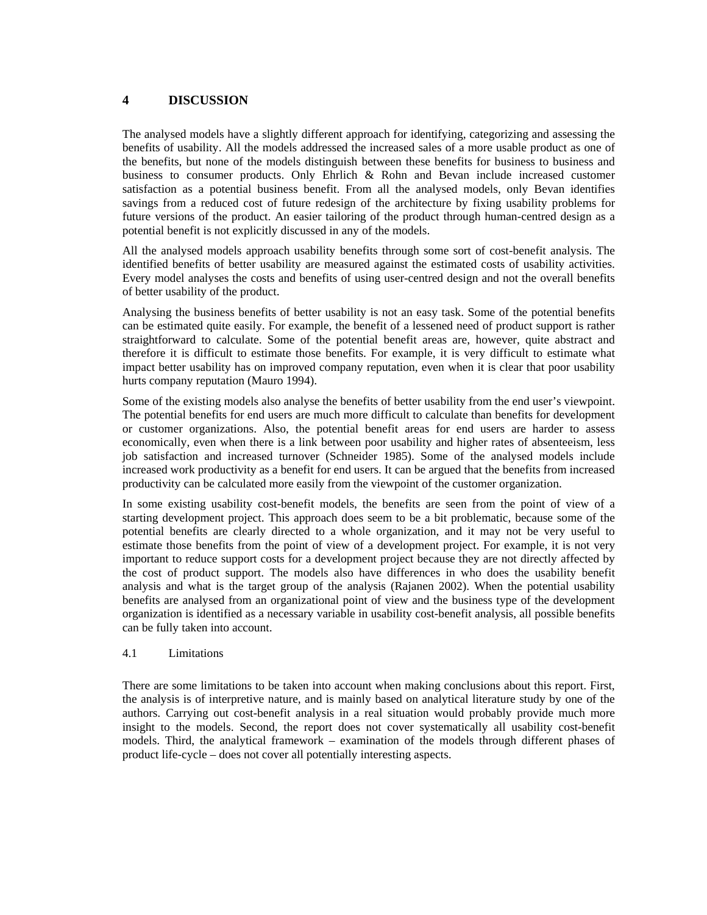# 4 DISCUSSION

The analysed models have a slightly different approach for identifying, categorizing and assessing the benefits of usability. All the models addressed the increased sales of a more usable product as one of the benefits, but none of the models distinguish between these benefits for business to business and business to consumer products. Only Ehrlich & Rohn and Bevan include increased customer satisfaction as a potential business benefit. From all the analysed models, only Bevan identifies savings from a reduced cost of future redesign of the architecture by fixing usability problems for future versions of the product. An easier tailoring of the product through human-centred design as a potential benefit is not explicitly discussed in any of the models.

All the analysed models approach usability benefits through some sort of cost-benefit analysis. The identified benefits of better usability are measured against the estimated costs of usability activities. Every model analyses the costs and benefits of using user-centred design and not the overall benefits of better usability of the product.

Analysing the business benefits of better usability is not an easy task. Some of the potential benefits can be estimated quite easily. For example, the benefit of a lessened need of product support is rather straightforward to calculate. Some of the potential benefit areas are, however, quite abstract and therefore it is difficult to estimate those benefits. For example, it is very difficult to estimate what impact better usability has on improved company reputation, even when it is clear that poor usability hurts company reputation (Mauro 1994).

Some of the existing models also analyse the benefits of better usability from the end user's viewpoint. The potential benefits for end users are much more difficult to calculate than benefits for development or customer organizations. Also, the potential benefit areas for end users are harder to assess economically, even when there is a link between poor usability and higher rates of absenteeism, less job satisfaction and increased turnover (Schneider 1985). Some of the analysed models include increased work productivity as a benefit for end users. It can be argued that the benefits from increased productivity can be calculated more easily from the viewpoint of the customer organization.

In some existing usability cost-benefit models, the benefits are seen from the point of view of a starting development project. This approach does seem to be a bit problematic, because some of the potential benefits are clearly directed to a whole organization, and it may not be very useful to estimate those benefits from the point of view of a development project. For example, it is not very important to reduce support costs for a development project because they are not directly affected by the cost of product support. The models also have differences in who does the usability benefit analysis and what is the target group of the analysis (Rajanen 2002). When the potential usability benefits are analysed from an organizational point of view and the business type of the development organization is identified as a necessary variable in usability cost-benefit analysis, all possible benefits can be fully taken into account.

## 4.1 Limitations

There are some limitations to be taken into account when making conclusions about this report. First, the analysis is of interpretive nature, and is mainly based on analytical literature study by one of the authors. Carrying out cost-benefit analysis in a real situation would probably provide much more insight to the models. Second, the report does not cover systematically all usability cost-benefit models. Third, the analytical framework – examination of the models through different phases of product life-cycle – does not cover all potentially interesting aspects.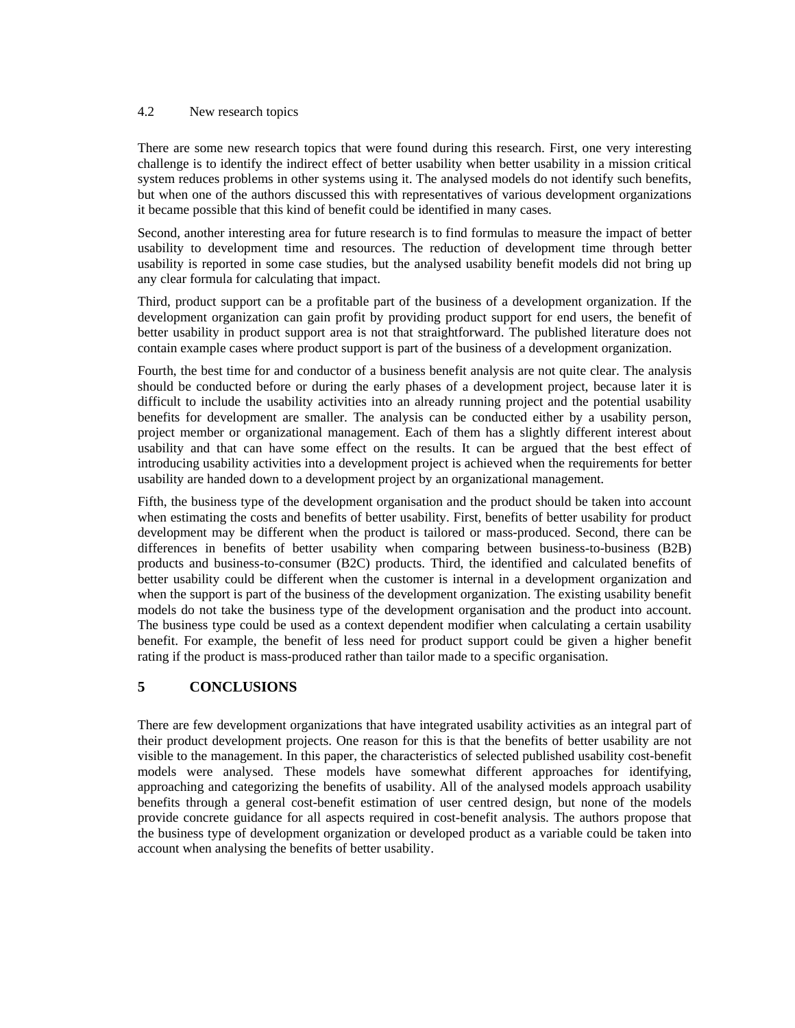### 4.2 New research topics

There are some new research topics that were found during this research. First, one very interesting challenge is to identify the indirect effect of better usability when better usability in a mission critical system reduces problems in other systems using it. The analysed models do not identify such benefits, but when one of the authors discussed this with representatives of various development organizations it became possible that this kind of benefit could be identified in many cases.

Second, another interesting area for future research is to find formulas to measure the impact of better usability to development time and resources. The reduction of development time through better usability is reported in some case studies, but the analysed usability benefit models did not bring up any clear formula for calculating that impact.

Third, product support can be a profitable part of the business of a development organization. If the development organization can gain profit by providing product support for end users, the benefit of better usability in product support area is not that straightforward. The published literature does not contain example cases where product support is part of the business of a development organization.

Fourth, the best time for and conductor of a business benefit analysis are not quite clear. The analysis should be conducted before or during the early phases of a development project, because later it is difficult to include the usability activities into an already running project and the potential usability benefits for development are smaller. The analysis can be conducted either by a usability person, project member or organizational management. Each of them has a slightly different interest about usability and that can have some effect on the results. It can be argued that the best effect of introducing usability activities into a development project is achieved when the requirements for better usability are handed down to a development project by an organizational management.

Fifth, the business type of the development organisation and the product should be taken into account when estimating the costs and benefits of better usability. First, benefits of better usability for product development may be different when the product is tailored or mass-produced. Second, there can be differences in benefits of better usability when comparing between business-to-business (B2B) products and business-to-consumer (B2C) products. Third, the identified and calculated benefits of better usability could be different when the customer is internal in a development organization and when the support is part of the business of the development organization. The existing usability benefit models do not take the business type of the development organisation and the product into account. The business type could be used as a context dependent modifier when calculating a certain usability benefit. For example, the benefit of less need for product support could be given a higher benefit rating if the product is mass-produced rather than tailor made to a specific organisation.

## 5 CONCLUSIONS

There are few development organizations that have integrated usability activities as an integral part of their product development projects. One reason for this is that the benefits of better usability are not visible to the management. In this paper, the characteristics of selected published usability cost-benefit models were analysed. These models have somewhat different approaches for identifying, approaching and categorizing the benefits of usability. All of the analysed models approach usability benefits through a general cost-benefit estimation of user centred design, but none of the models provide concrete guidance for all aspects required in cost-benefit analysis. The authors propose that the business type of development organization or developed product as a variable could be taken into account when analysing the benefits of better usability.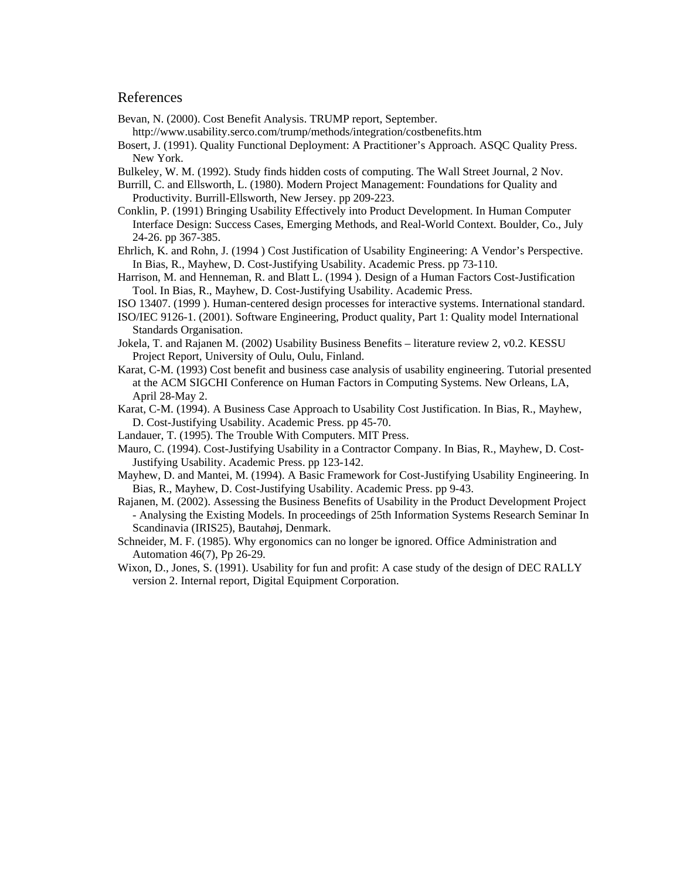## References

Bevan, N. (2000). Cost Benefit Analysis. TRUMP report, September. http://www.usability.serco.com/trump/methods/integration/costbenefits.htm

Bosert, J. (1991). Quality Functional Deployment: A Practitioner's Approach. ASQC Quality Press. New York.

Bulkeley, W. M. (1992). Study finds hidden costs of computing. The Wall Street Journal, 2 Nov.

Burrill, C. and Ellsworth, L. (1980). Modern Project Management: Foundations for Quality and Productivity. Burrill-Ellsworth, New Jersey. pp 209-223.

Conklin, P. (1991) Bringing Usability Effectively into Product Development. In Human Computer Interface Design: Success Cases, Emerging Methods, and Real-World Context. Boulder, Co., July 24-26. pp 367-385.

Ehrlich, K. and Rohn, J. (1994 ) Cost Justification of Usability Engineering: A Vendor's Perspective. In Bias, R., Mayhew, D. Cost-Justifying Usability. Academic Press. pp 73-110.

Harrison, M. and Henneman, R. and Blatt L. (1994 ). Design of a Human Factors Cost-Justification Tool. In Bias, R., Mayhew, D. Cost-Justifying Usability. Academic Press.

ISO 13407. (1999 ). Human-centered design processes for interactive systems. International standard.

ISO/IEC 9126-1. (2001). Software Engineering, Product quality, Part 1: Quality model International Standards Organisation.

Jokela, T. and Rajanen M. (2002) Usability Business Benefits – literature review 2, v0.2. KESSU Project Report, University of Oulu, Oulu, Finland.

Karat, C-M. (1993) Cost benefit and business case analysis of usability engineering. Tutorial presented at the ACM SIGCHI Conference on Human Factors in Computing Systems. New Orleans, LA, April 28-May 2.

Karat, C-M. (1994). A Business Case Approach to Usability Cost Justification. In Bias, R., Mayhew, D. Cost-Justifying Usability. Academic Press. pp 45-70.

Landauer, T. (1995). The Trouble With Computers. MIT Press.

Mauro, C. (1994). Cost-Justifying Usability in a Contractor Company. In Bias, R., Mayhew, D. Cost-Justifying Usability. Academic Press. pp 123-142.

Mayhew, D. and Mantei, M. (1994). A Basic Framework for Cost-Justifying Usability Engineering. In Bias, R., Mayhew, D. Cost-Justifying Usability. Academic Press. pp 9-43.

Rajanen, M. (2002). Assessing the Business Benefits of Usability in the Product Development Project - Analysing the Existing Models. In proceedings of 25th Information Systems Research Seminar In Scandinavia (IRIS25), Bautahøj, Denmark.

Schneider, M. F. (1985). Why ergonomics can no longer be ignored. Office Administration and Automation 46(7), Pp 26-29.

Wixon, D., Jones, S. (1991). Usability for fun and profit: A case study of the design of DEC RALLY version 2. Internal report, Digital Equipment Corporation.